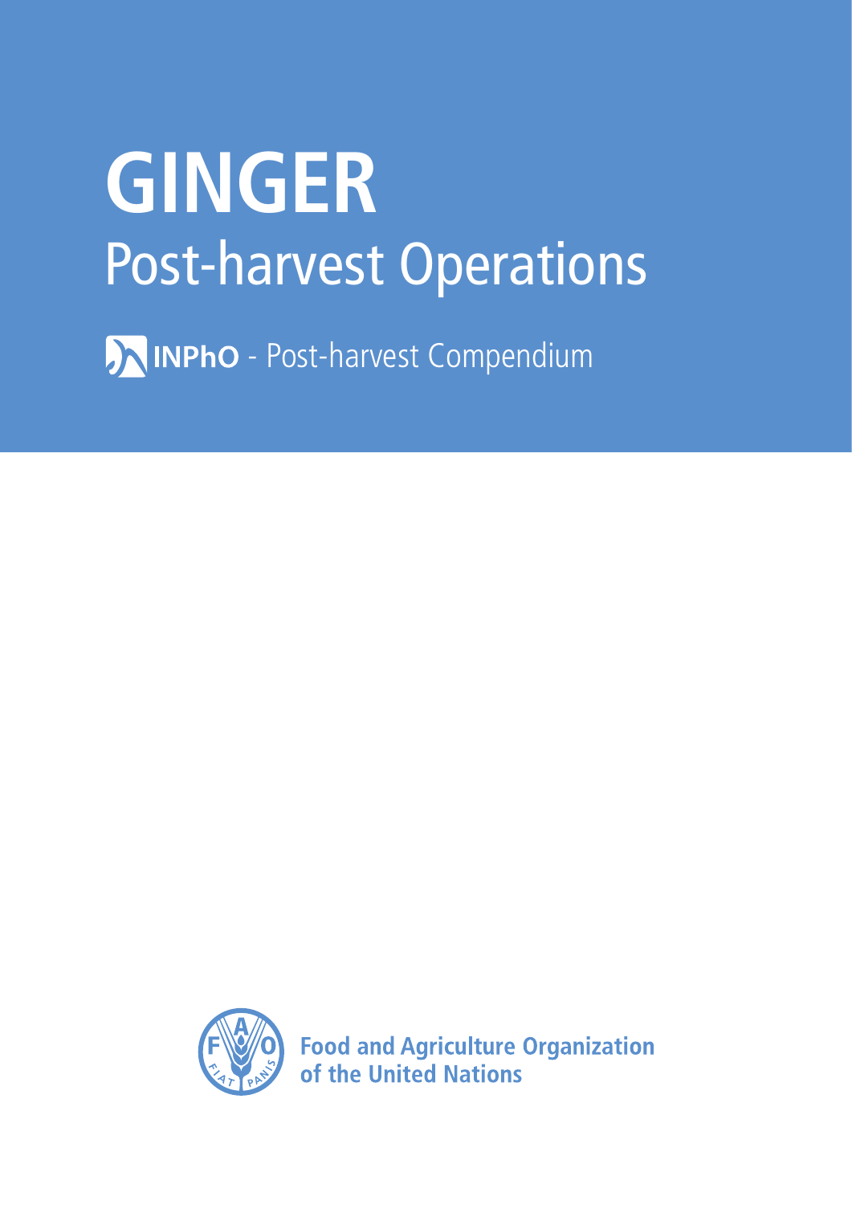# GINGER

## Post-harvest Operations

INPhO - Post-harvest Compendium

Food and Agriculture Organization of the United Nations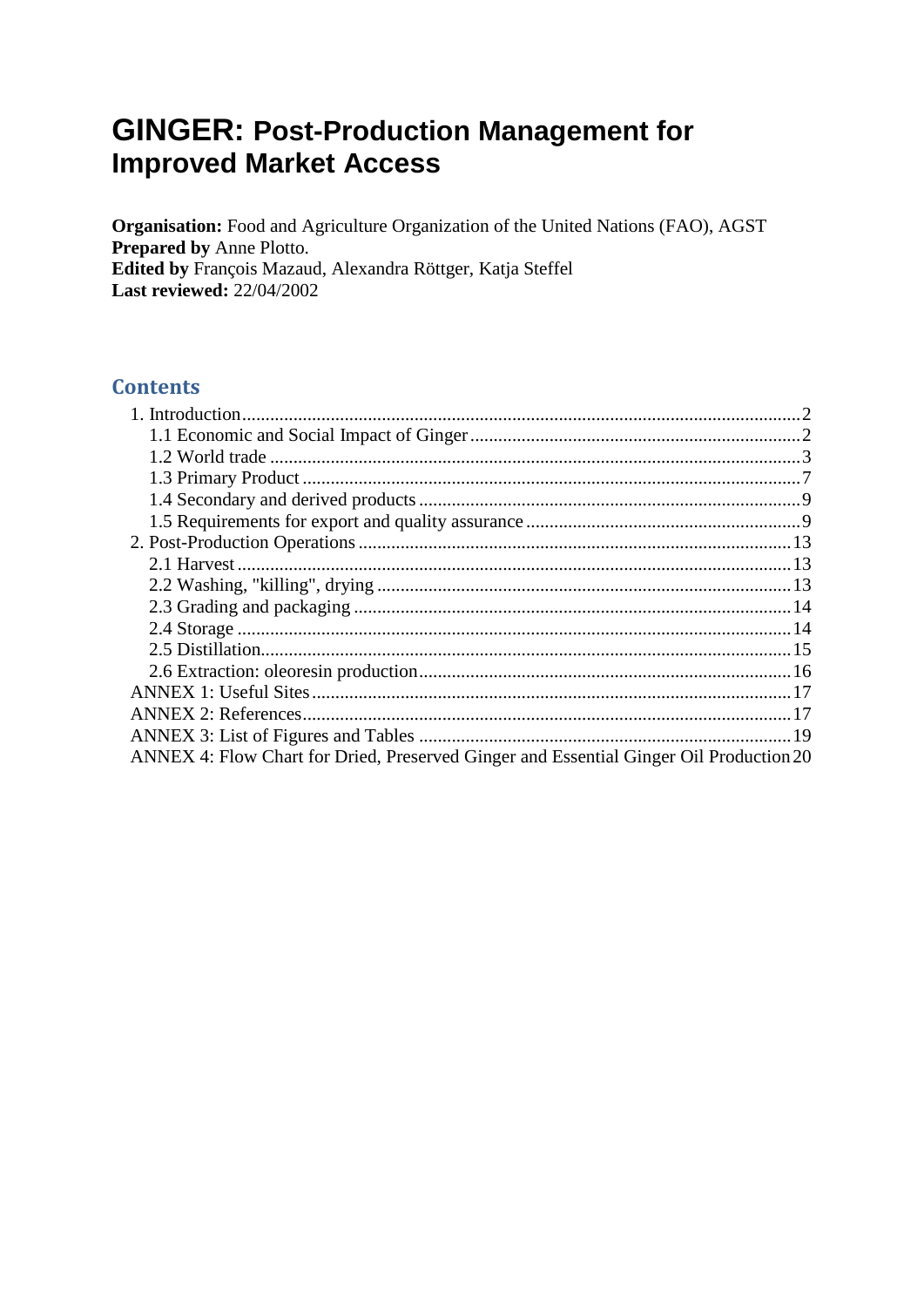# GINGER: Post-Production Management for Improved Market Access

**Organisation:** Food and Agriculture Organization of the United Nations (FAO), AGST
**Prepared by** Anne Plotto.
**Edited by** François Mazaud, Alexandra Röttger, Katja Steffel
**Last reviewed:** 22/04/2002

## Contents

- 1. Introduction ..... 2
  - 1.1 Economic and Social Impact of Ginger ..... 2
  - 1.2 World trade ..... 3
  - 1.3 Primary Product ..... 7
  - 1.4 Secondary and derived products ..... 9
  - 1.5 Requirements for export and quality assurance ..... 9
- 2. Post-Production Operations ..... 13
  - 2.1 Harvest ..... 13
  - 2.2 Washing, "killing", drying ..... 13
  - 2.3 Grading and packaging ..... 14
  - 2.4 Storage ..... 14
  - 2.5 Distillation ..... 15
  - 2.6 Extraction: oleoresin production ..... 16
- ANNEX 1: Useful Sites ..... 17
- ANNEX 2: References ..... 17
- ANNEX 3: List of Figures and Tables ..... 19
- ANNEX 4: Flow Chart for Dried, Preserved Ginger and Essential Ginger Oil Production ..... 20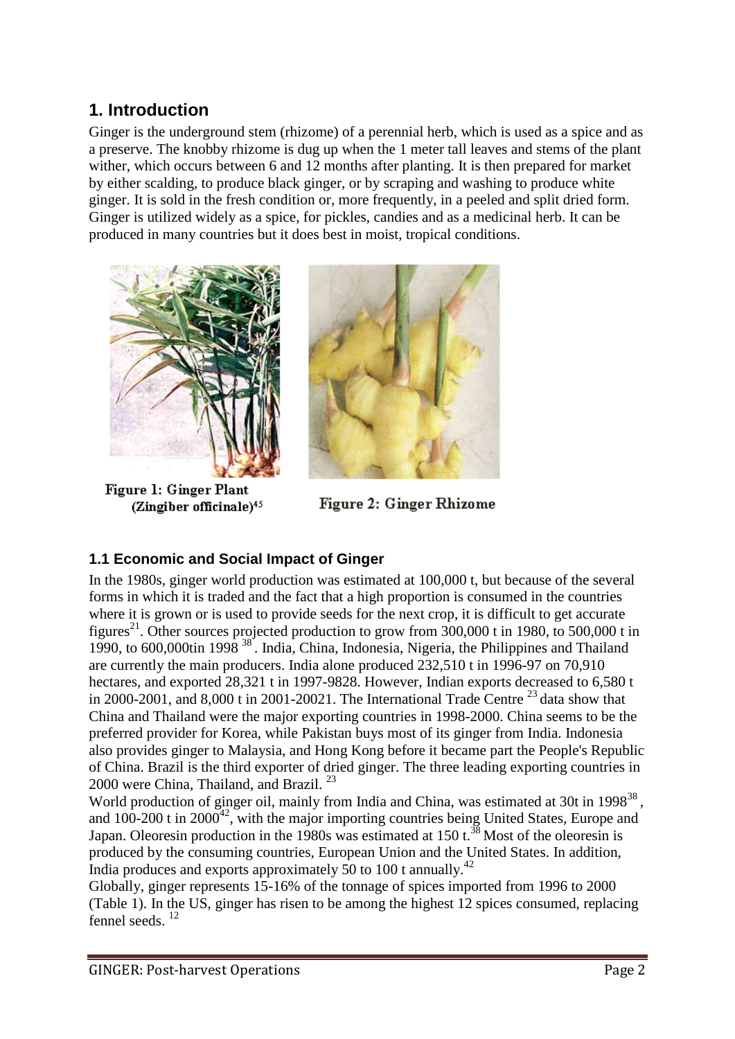# 1. Introduction

Ginger is the underground stem (rhizome) of a perennial herb, which is used as a spice and as a preserve. The knobby rhizome is dug up when the 1 meter tall leaves and stems of the plant wither, which occurs between 6 and 12 months after planting. It is then prepared for market by either scalding, to produce black ginger, or by scraping and washing to produce white ginger. It is sold in the fresh condition or, more frequently, in a peeled and split dried form. Ginger is utilized widely as a spice, for pickles, candies and as a medicinal herb. It can be produced in many countries but it does best in moist, tropical conditions.

Figure 1: Ginger Plant (Zingiber officinale)[45]

Figure 2: Ginger Rhizome

## 1.1 Economic and Social Impact of Ginger

In the 1980s, ginger world production was estimated at 100,000 t, but because of the several forms in which it is traded and the fact that a high proportion is consumed in the countries where it is grown or is used to provide seeds for the next crop, it is difficult to get accurate figures[21]. Other sources projected production to grow from 300,000 t in 1980, to 500,000 t in 1990, to 600,000tin 1998 [38]. India, China, Indonesia, Nigeria, the Philippines and Thailand are currently the main producers. India alone produced 232,510 t in 1996-97 on 70,910 hectares, and exported 28,321 t in 1997-9828. However, Indian exports decreased to 6,580 t in 2000-2001, and 8,000 t in 2001-20021. The International Trade Centre [23] data show that China and Thailand were the major exporting countries in 1998-2000. China seems to be the preferred provider for Korea, while Pakistan buys most of its ginger from India. Indonesia also provides ginger to Malaysia, and Hong Kong before it became part the People's Republic of China. Brazil is the third exporter of dried ginger. The three leading exporting countries in 2000 were China, Thailand, and Brazil. [23]

World production of ginger oil, mainly from India and China, was estimated at 30t in 1998[38], and 100-200 t in 2000[42], with the major importing countries being United States, Europe and Japan. Oleoresin production in the 1980s was estimated at 150 t.[38] Most of the oleoresin is produced by the consuming countries, European Union and the United States. In addition, India produces and exports approximately 50 to 100 t annually.[42]

Globally, ginger represents 15-16% of the tonnage of spices imported from 1996 to 2000 (Table 1). In the US, ginger has risen to be among the highest 12 spices consumed, replacing fennel seeds. [12]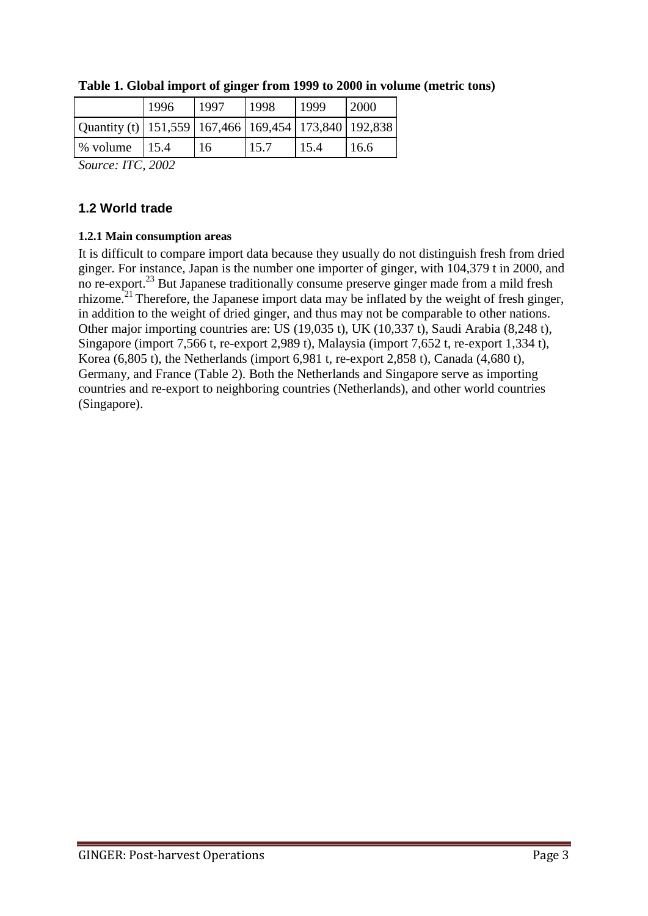**Table 1. Global import of ginger from 1999 to 2000 in volume (metric tons)**

| | 1996 | 1997 | 1998 | 1999 | 2000 |
|---|---|---|---|---|---|
| Quantity (t) | 151,559 | 167,466 | 169,454 | 173,840 | 192,838 |
| % volume | 15.4 | 16 | 15.7 | 15.4 | 16.6 |

*Source: ITC, 2002*

## 1.2 World trade

### 1.2.1 Main consumption areas

It is difficult to compare import data because they usually do not distinguish fresh from dried ginger. For instance, Japan is the number one importer of ginger, with 104,379 t in 2000, and no re-export.[23] But Japanese traditionally consume preserve ginger made from a mild fresh rhizome.[21] Therefore, the Japanese import data may be inflated by the weight of fresh ginger, in addition to the weight of dried ginger, and thus may not be comparable to other nations. Other major importing countries are: US (19,035 t), UK (10,337 t), Saudi Arabia (8,248 t), Singapore (import 7,566 t, re-export 2,989 t), Malaysia (import 7,652 t, re-export 1,334 t), Korea (6,805 t), the Netherlands (import 6,981 t, re-export 2,858 t), Canada (4,680 t), Germany, and France (Table 2). Both the Netherlands and Singapore serve as importing countries and re-export to neighboring countries (Netherlands), and other world countries (Singapore).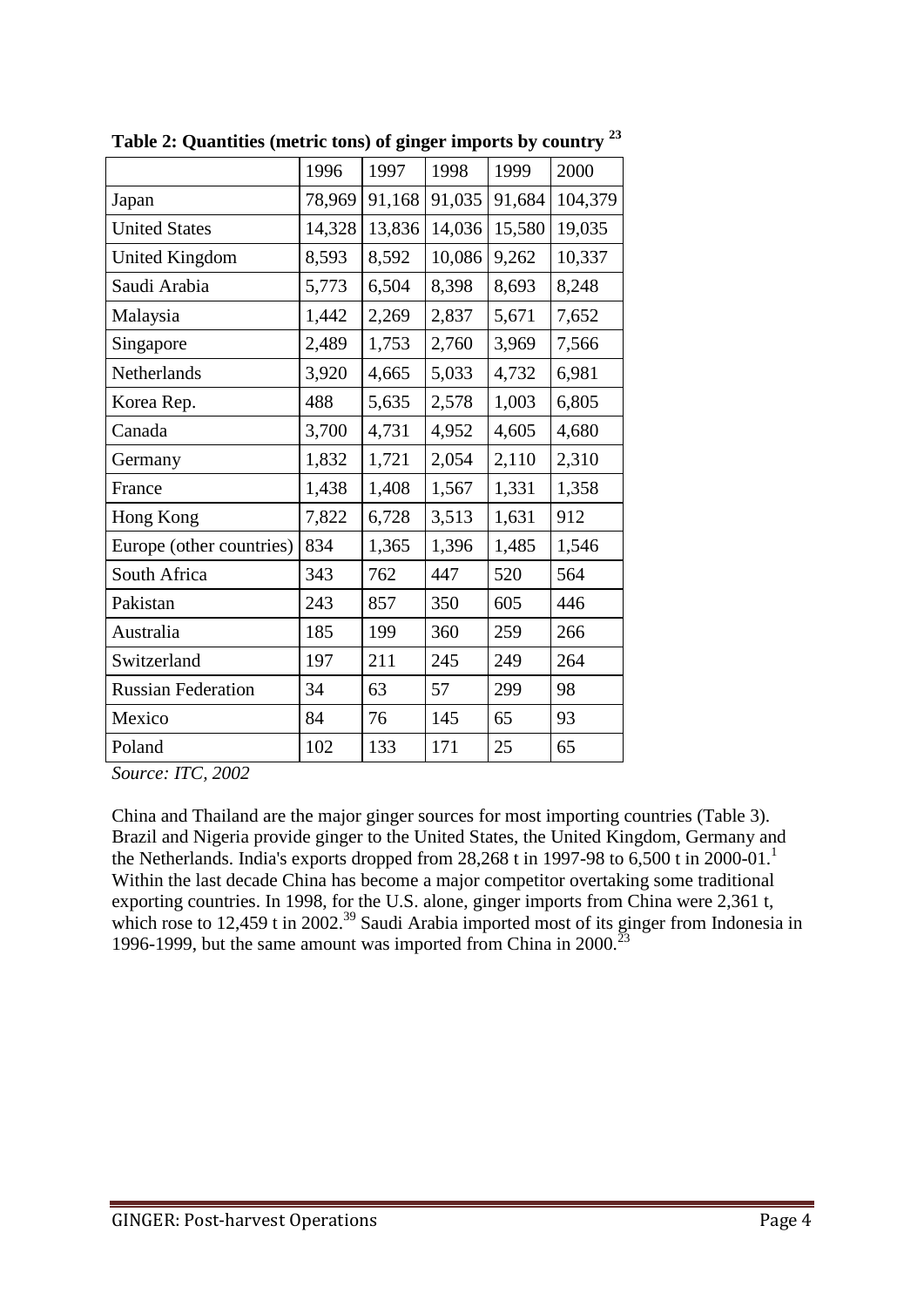**Table 2: Quantities (metric tons) of ginger imports by country [23]**

| | 1996 | 1997 | 1998 | 1999 | 2000 |
|---|---|---|---|---|---|
| Japan | 78,969 | 91,168 | 91,035 | 91,684 | 104,379 |
| United States | 14,328 | 13,836 | 14,036 | 15,580 | 19,035 |
| United Kingdom | 8,593 | 8,592 | 10,086 | 9,262 | 10,337 |
| Saudi Arabia | 5,773 | 6,504 | 8,398 | 8,693 | 8,248 |
| Malaysia | 1,442 | 2,269 | 2,837 | 5,671 | 7,652 |
| Singapore | 2,489 | 1,753 | 2,760 | 3,969 | 7,566 |
| Netherlands | 3,920 | 4,665 | 5,033 | 4,732 | 6,981 |
| Korea Rep. | 488 | 5,635 | 2,578 | 1,003 | 6,805 |
| Canada | 3,700 | 4,731 | 4,952 | 4,605 | 4,680 |
| Germany | 1,832 | 1,721 | 2,054 | 2,110 | 2,310 |
| France | 1,438 | 1,408 | 1,567 | 1,331 | 1,358 |
| Hong Kong | 7,822 | 6,728 | 3,513 | 1,631 | 912 |
| Europe (other countries) | 834 | 1,365 | 1,396 | 1,485 | 1,546 |
| South Africa | 343 | 762 | 447 | 520 | 564 |
| Pakistan | 243 | 857 | 350 | 605 | 446 |
| Australia | 185 | 199 | 360 | 259 | 266 |
| Switzerland | 197 | 211 | 245 | 249 | 264 |
| Russian Federation | 34 | 63 | 57 | 299 | 98 |
| Mexico | 84 | 76 | 145 | 65 | 93 |
| Poland | 102 | 133 | 171 | 25 | 65 |

*Source: ITC, 2002*

China and Thailand are the major ginger sources for most importing countries (Table 3). Brazil and Nigeria provide ginger to the United States, the United Kingdom, Germany and the Netherlands. India's exports dropped from 28,268 t in 1997-98 to 6,500 t in 2000-01.[1] Within the last decade China has become a major competitor overtaking some traditional exporting countries. In 1998, for the U.S. alone, ginger imports from China were 2,361 t, which rose to 12,459 t in 2002.[39] Saudi Arabia imported most of its ginger from Indonesia in 1996-1999, but the same amount was imported from China in 2000.[23]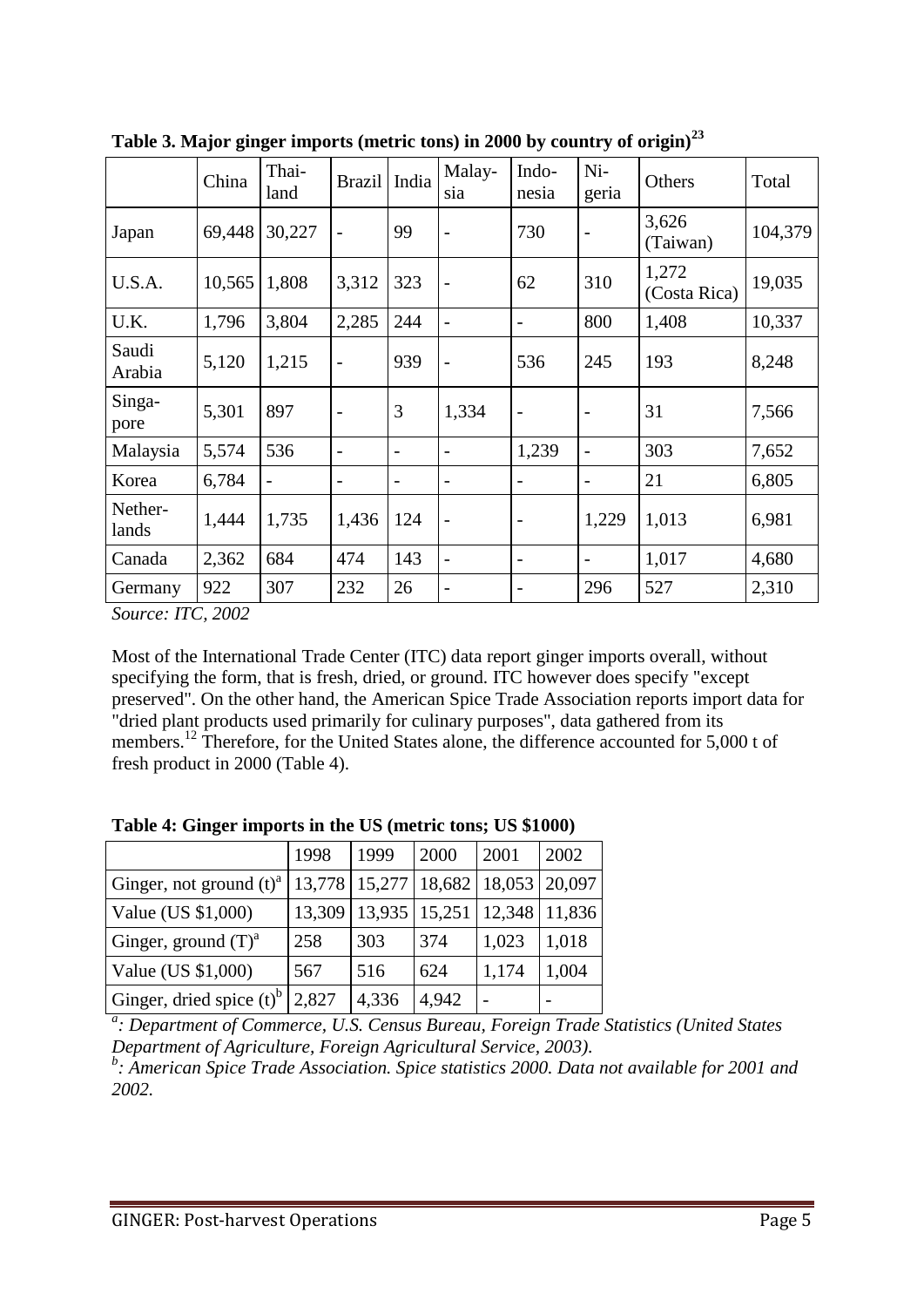**Table 3. Major ginger imports (metric tons) in 2000 by country of origin)[23]**

| | China | Thai-land | Brazil | India | Malay-sia | Indo-nesia | Ni-geria | Others | Total |
|---|---|---|---|---|---|---|---|---|---|
| Japan | 69,448 | 30,227 | - | 99 | - | 730 | - | 3,626 (Taiwan) | 104,379 |
| U.S.A. | 10,565 | 1,808 | 3,312 | 323 | - | 62 | 310 | 1,272 (Costa Rica) | 19,035 |
| U.K. | 1,796 | 3,804 | 2,285 | 244 | - | - | 800 | 1,408 | 10,337 |
| Saudi Arabia | 5,120 | 1,215 | - | 939 | - | 536 | 245 | 193 | 8,248 |
| Singa-pore | 5,301 | 897 | - | 3 | 1,334 | - | - | 31 | 7,566 |
| Malaysia | 5,574 | 536 | - | - | - | 1,239 | - | 303 | 7,652 |
| Korea | 6,784 | - | - | - | - | - | - | 21 | 6,805 |
| Nether-lands | 1,444 | 1,735 | 1,436 | 124 | - | - | 1,229 | 1,013 | 6,981 |
| Canada | 2,362 | 684 | 474 | 143 | - | - | - | 1,017 | 4,680 |
| Germany | 922 | 307 | 232 | 26 | - | - | 296 | 527 | 2,310 |

*Source: ITC, 2002*

Most of the International Trade Center (ITC) data report ginger imports overall, without specifying the form, that is fresh, dried, or ground. ITC however does specify "except preserved". On the other hand, the American Spice Trade Association reports import data for "dried plant products used primarily for culinary purposes", data gathered from its members.[12] Therefore, for the United States alone, the difference accounted for 5,000 t of fresh product in 2000 (Table 4).

**Table 4: Ginger imports in the US (metric tons; US $1000)**

| | 1998 | 1999 | 2000 | 2001 | 2002 |
|---|---|---|---|---|---|
| Ginger, not ground (t)[a] | 13,778 | 15,277 | 18,682 | 18,053 | 20,097 |
| Value (US $1,000) | 13,309 | 13,935 | 15,251 | 12,348 | 11,836 |
| Ginger, ground (T)[a] | 258 | 303 | 374 | 1,023 | 1,018 |
| Value (US $1,000) | 567 | 516 | 624 | 1,174 | 1,004 |
| Ginger, dried spice (t)[b] | 2,827 | 4,336 | 4,942 | - | - |

*[a]: Department of Commerce, U.S. Census Bureau, Foreign Trade Statistics (United States Department of Agriculture, Foreign Agricultural Service, 2003).*

*[b]: American Spice Trade Association. Spice statistics 2000. Data not available for 2001 and 2002.*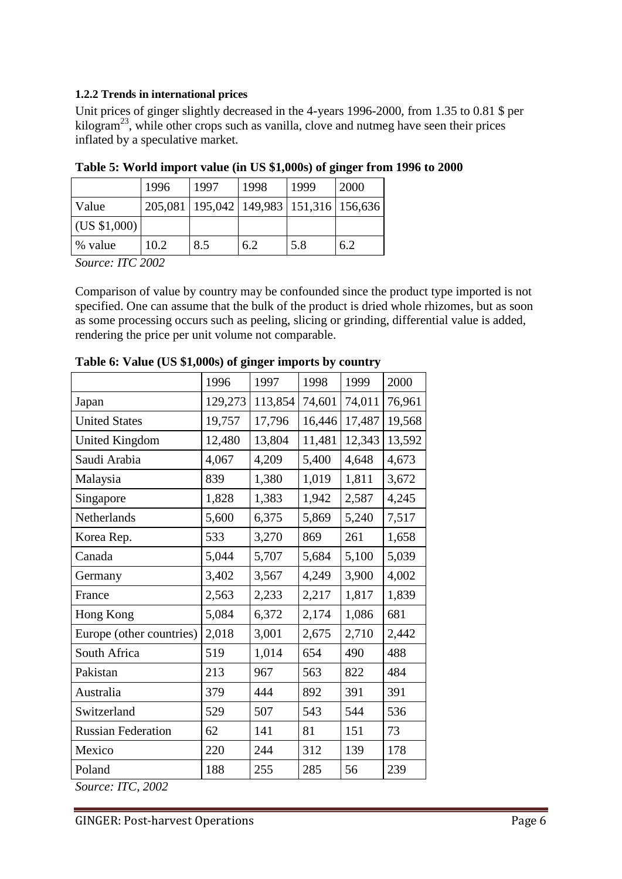#### 1.2.2 Trends in international prices

Unit prices of ginger slightly decreased in the 4-years 1996-2000, from 1.35 to 0.81 $ per kilogram[23], while other crops such as vanilla, clove and nutmeg have seen their prices inflated by a speculative market.

**Table 5: World import value (in US $1,000s) of ginger from 1996 to 2000**

| | 1996 | 1997 | 1998 | 1999 | 2000 |
|---|---|---|---|---|---|
| Value (US $1,000) | 205,081 | 195,042 | 149,983 | 151,316 | 156,636 |
| % value | 10.2 | 8.5 | 6.2 | 5.8 | 6.2 |

*Source: ITC 2002*

Comparison of value by country may be confounded since the product type imported is not specified. One can assume that the bulk of the product is dried whole rhizomes, but as soon as some processing occurs such as peeling, slicing or grinding, differential value is added, rendering the price per unit volume not comparable.

**Table 6: Value (US $1,000s) of ginger imports by country**

| | 1996 | 1997 | 1998 | 1999 | 2000 |
|---|---|---|---|---|---|
| Japan | 129,273 | 113,854 | 74,601 | 74,011 | 76,961 |
| United States | 19,757 | 17,796 | 16,446 | 17,487 | 19,568 |
| United Kingdom | 12,480 | 13,804 | 11,481 | 12,343 | 13,592 |
| Saudi Arabia | 4,067 | 4,209 | 5,400 | 4,648 | 4,673 |
| Malaysia | 839 | 1,380 | 1,019 | 1,811 | 3,672 |
| Singapore | 1,828 | 1,383 | 1,942 | 2,587 | 4,245 |
| Netherlands | 5,600 | 6,375 | 5,869 | 5,240 | 7,517 |
| Korea Rep. | 533 | 3,270 | 869 | 261 | 1,658 |
| Canada | 5,044 | 5,707 | 5,684 | 5,100 | 5,039 |
| Germany | 3,402 | 3,567 | 4,249 | 3,900 | 4,002 |
| France | 2,563 | 2,233 | 2,217 | 1,817 | 1,839 |
| Hong Kong | 5,084 | 6,372 | 2,174 | 1,086 | 681 |
| Europe (other countries) | 2,018 | 3,001 | 2,675 | 2,710 | 2,442 |
| South Africa | 519 | 1,014 | 654 | 490 | 488 |
| Pakistan | 213 | 967 | 563 | 822 | 484 |
| Australia | 379 | 444 | 892 | 391 | 391 |
| Switzerland | 529 | 507 | 543 | 544 | 536 |
| Russian Federation | 62 | 141 | 81 | 151 | 73 |
| Mexico | 220 | 244 | 312 | 139 | 178 |
| Poland | 188 | 255 | 285 | 56 | 239 |

*Source: ITC, 2002*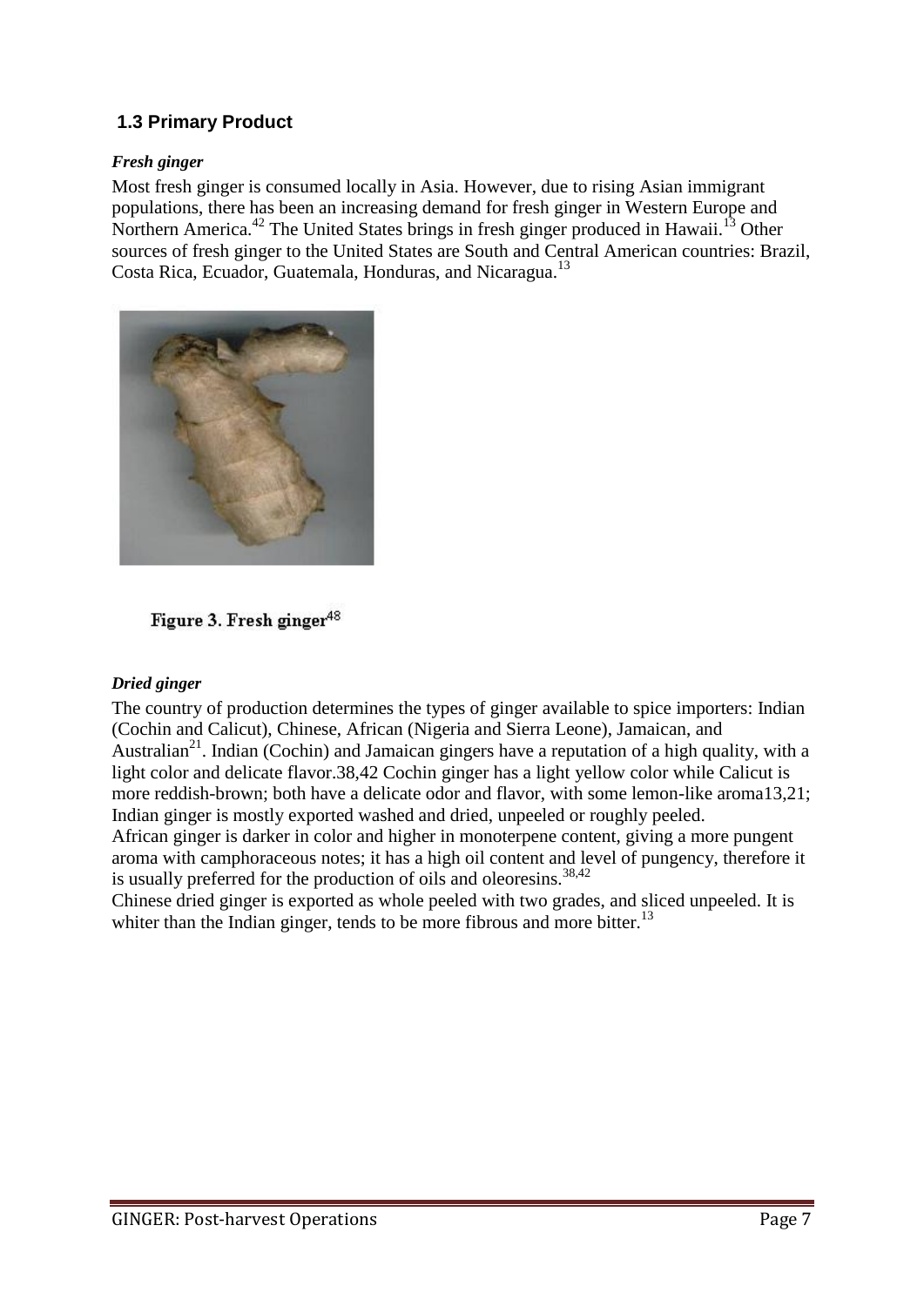## 1.3 Primary Product

### *Fresh ginger*

Most fresh ginger is consumed locally in Asia. However, due to rising Asian immigrant populations, there has been an increasing demand for fresh ginger in Western Europe and Northern America.[42] The United States brings in fresh ginger produced in Hawaii.[13] Other sources of fresh ginger to the United States are South and Central American countries: Brazil, Costa Rica, Ecuador, Guatemala, Honduras, and Nicaragua.[13]

**Figure 3. Fresh ginger**[48]

### *Dried ginger*

The country of production determines the types of ginger available to spice importers: Indian (Cochin and Calicut), Chinese, African (Nigeria and Sierra Leone), Jamaican, and Australian[21]. Indian (Cochin) and Jamaican gingers have a reputation of a high quality, with a light color and delicate flavor.38,42 Cochin ginger has a light yellow color while Calicut is more reddish-brown; both have a delicate odor and flavor, with some lemon-like aroma13,21; Indian ginger is mostly exported washed and dried, unpeeled or roughly peeled.

African ginger is darker in color and higher in monoterpene content, giving a more pungent aroma with camphoraceous notes; it has a high oil content and level of pungency, therefore it is usually preferred for the production of oils and oleoresins.[38,42]

Chinese dried ginger is exported as whole peeled with two grades, and sliced unpeeled. It is whiter than the Indian ginger, tends to be more fibrous and more bitter.[13]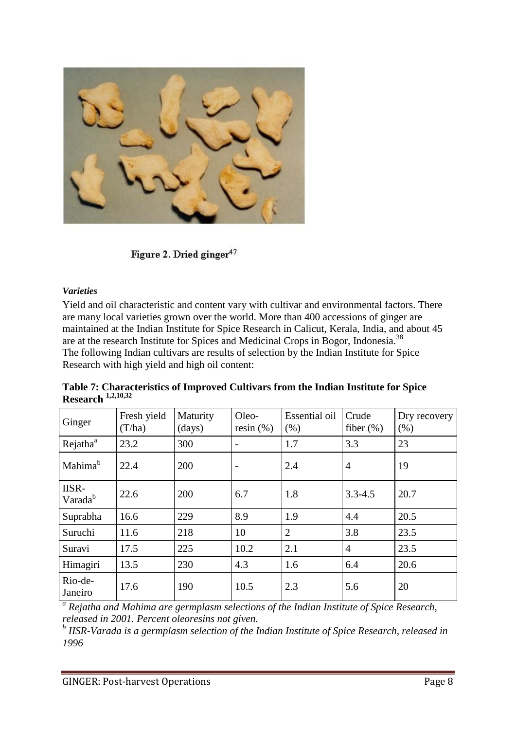Figure 2. Dried ginger[47]

***Varieties***

Yield and oil characteristic and content vary with cultivar and environmental factors. There are many local varieties grown over the world. More than 400 accessions of ginger are maintained at the Indian Institute for Spice Research in Calicut, Kerala, India, and about 45 are at the research Institute for Spices and Medicinal Crops in Bogor, Indonesia.[38]
The following Indian cultivars are results of selection by the Indian Institute for Spice Research with high yield and high oil content:

**Table 7: Characteristics of Improved Cultivars from the Indian Institute for Spice Research [1,2,10,32]**

| Ginger | Fresh yield (T/ha) | Maturity (days) | Oleo-resin (%) | Essential oil (%) | Crude fiber (%) | Dry recovery (%) |
|---|---|---|---|---|---|---|
| Rejatha[a] | 23.2 | 300 | - | 1.7 | 3.3 | 23 |
| Mahima[b] | 22.4 | 200 | - | 2.4 | 4 | 19 |
| IISR-Varada[b] | 22.6 | 200 | 6.7 | 1.8 | 3.3-4.5 | 20.7 |
| Suprabha | 16.6 | 229 | 8.9 | 1.9 | 4.4 | 20.5 |
| Suruchi | 11.6 | 218 | 10 | 2 | 3.8 | 23.5 |
| Suravi | 17.5 | 225 | 10.2 | 2.1 | 4 | 23.5 |
| Himagiri | 13.5 | 230 | 4.3 | 1.6 | 6.4 | 20.6 |
| Rio-de-Janeiro | 17.6 | 190 | 10.5 | 2.3 | 5.6 | 20 |

*[a] Rejatha and Mahima are germplasm selections of the Indian Institute of Spice Research, released in 2001. Percent oleoresins not given.*

*[b] IISR-Varada is a germplasm selection of the Indian Institute of Spice Research, released in 1996*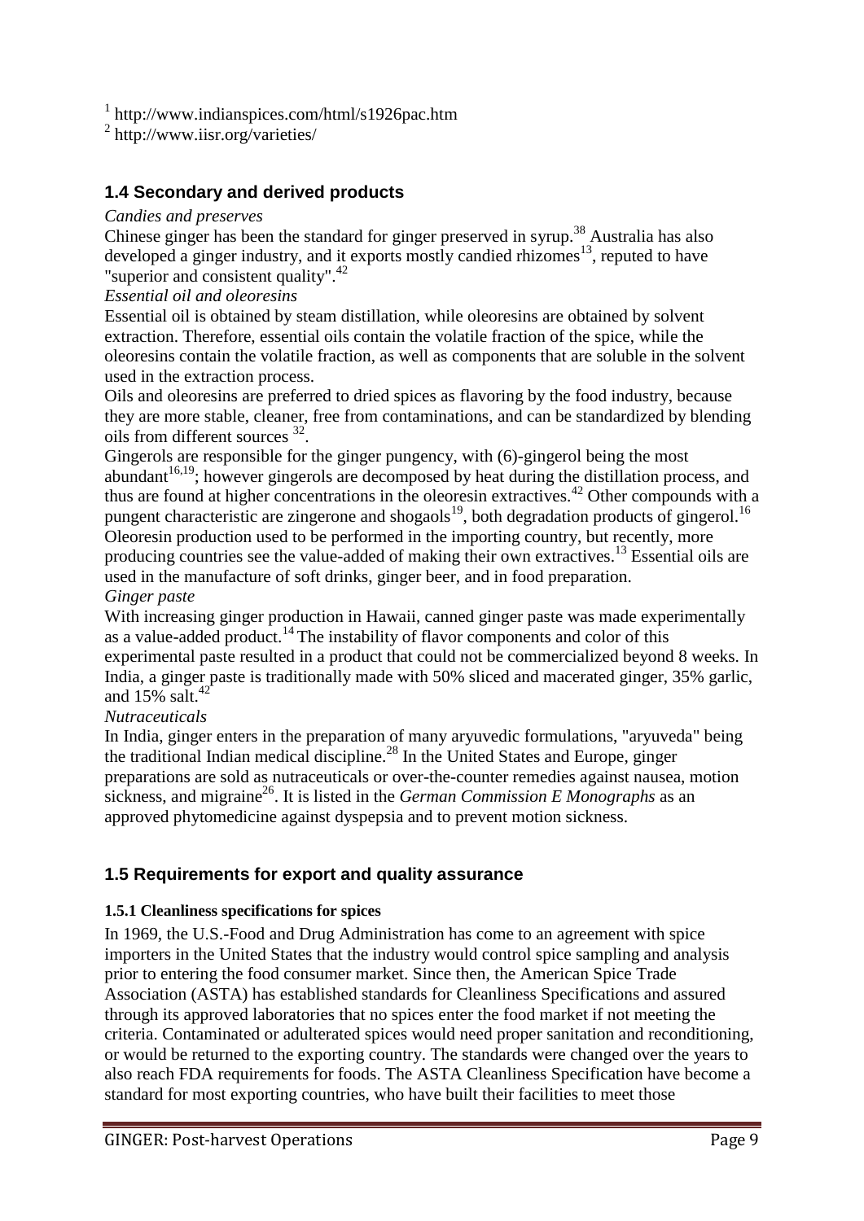[1] http://www.indianspices.com/html/s1926pac.htm

[2] http://www.iisr.org/varieties/

## 1.4 Secondary and derived products

*Candies and preserves*

Chinese ginger has been the standard for ginger preserved in syrup.[38] Australia has also developed a ginger industry, and it exports mostly candied rhizomes[13], reputed to have "superior and consistent quality".[42]

*Essential oil and oleoresins*

Essential oil is obtained by steam distillation, while oleoresins are obtained by solvent extraction. Therefore, essential oils contain the volatile fraction of the spice, while the oleoresins contain the volatile fraction, as well as components that are soluble in the solvent used in the extraction process.

Oils and oleoresins are preferred to dried spices as flavoring by the food industry, because they are more stable, cleaner, free from contaminations, and can be standardized by blending oils from different sources [32].

Gingerols are responsible for the ginger pungency, with (6)-gingerol being the most abundant[16,19]; however gingerols are decomposed by heat during the distillation process, and thus are found at higher concentrations in the oleoresin extractives.[42] Other compounds with a pungent characteristic are zingerone and shogaols[19], both degradation products of gingerol.[16] Oleoresin production used to be performed in the importing country, but recently, more producing countries see the value-added of making their own extractives.[13] Essential oils are used in the manufacture of soft drinks, ginger beer, and in food preparation.

*Ginger paste*

With increasing ginger production in Hawaii, canned ginger paste was made experimentally as a value-added product.[14] The instability of flavor components and color of this experimental paste resulted in a product that could not be commercialized beyond 8 weeks. In India, a ginger paste is traditionally made with 50% sliced and macerated ginger, 35% garlic, and 15% salt.[42]

*Nutraceuticals*

In India, ginger enters in the preparation of many aryuvedic formulations, "aryuveda" being the traditional Indian medical discipline.[28] In the United States and Europe, ginger preparations are sold as nutraceuticals or over-the-counter remedies against nausea, motion sickness, and migraine[26]. It is listed in the *German Commission E Monographs* as an approved phytomedicine against dyspepsia and to prevent motion sickness.

## 1.5 Requirements for export and quality assurance

### 1.5.1 Cleanliness specifications for spices

In 1969, the U.S.-Food and Drug Administration has come to an agreement with spice importers in the United States that the industry would control spice sampling and analysis prior to entering the food consumer market. Since then, the American Spice Trade Association (ASTA) has established standards for Cleanliness Specifications and assured through its approved laboratories that no spices enter the food market if not meeting the criteria. Contaminated or adulterated spices would need proper sanitation and reconditioning, or would be returned to the exporting country. The standards were changed over the years to also reach FDA requirements for foods. The ASTA Cleanliness Specification have become a standard for most exporting countries, who have built their facilities to meet those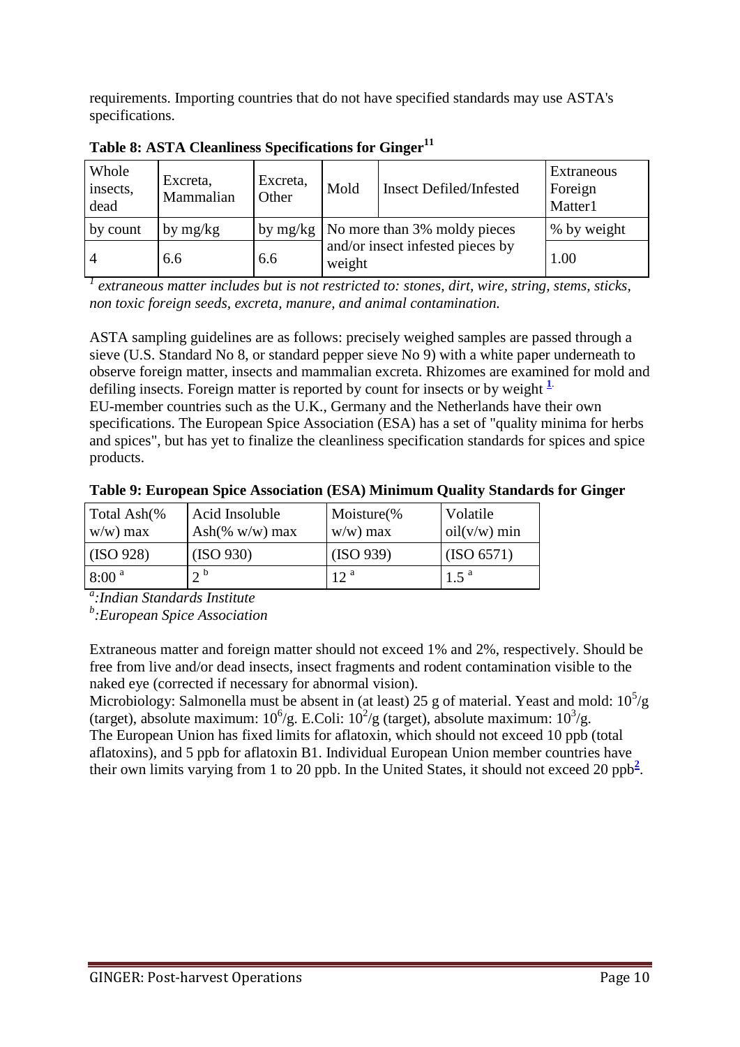requirements. Importing countries that do not have specified standards may use ASTA's specifications.

**Table 8: ASTA Cleanliness Specifications for Ginger[11]**

| Whole insects, dead | Excreta, Mammalian | Excreta, Other | Mold | Insect Defiled/Infested | Extraneous Foreign Matter1 |
|---|---|---|---|---|---|
| by count | by mg/kg | by mg/kg | No more than 3% moldy pieces and/or insect infested pieces by weight | | % by weight |
| 4 | 6.6 | 6.6 | | | 1.00 |

*[1] extraneous matter includes but is not restricted to: stones, dirt, wire, string, stems, sticks, non toxic foreign seeds, excreta, manure, and animal contamination.*

ASTA sampling guidelines are as follows: precisely weighed samples are passed through a sieve (U.S. Standard No 8, or standard pepper sieve No 9) with a white paper underneath to observe foreign matter, insects and mammalian excreta. Rhizomes are examined for mold and defiling insects. Foreign matter is reported by count for insects or by weight [1].

EU-member countries such as the U.K., Germany and the Netherlands have their own specifications. The European Spice Association (ESA) has a set of "quality minima for herbs and spices", but has yet to finalize the cleanliness specification standards for spices and spice products.

**Table 9: European Spice Association (ESA) Minimum Quality Standards for Ginger**

| Total Ash(% w/w) max | Acid Insoluble Ash(% w/w) max | Moisture(% w/w) max | Volatile oil(v/w) min |
|---|---|---|---|
| (ISO 928) | (ISO 930) | (ISO 939) | (ISO 6571) |
| 8:00 [a] | 2 [b] | 12 [a] | 1.5 [a] |

*[a]:Indian Standards Institute*
*[b]:European Spice Association*

Extraneous matter and foreign matter should not exceed 1% and 2%, respectively. Should be free from live and/or dead insects, insect fragments and rodent contamination visible to the naked eye (corrected if necessary for abnormal vision).

Microbiology: Salmonella must be absent in (at least) 25 g of material. Yeast and mold: $10^5$/g (target), absolute maximum: $10^6$/g. E.Coli: $10^2$/g (target), absolute maximum: $10^3$/g.

The European Union has fixed limits for aflatoxin, which should not exceed 10 ppb (total aflatoxins), and 5 ppb for aflatoxin B1. Individual European Union member countries have their own limits varying from 1 to 20 ppb. In the United States, it should not exceed 20 ppb[2].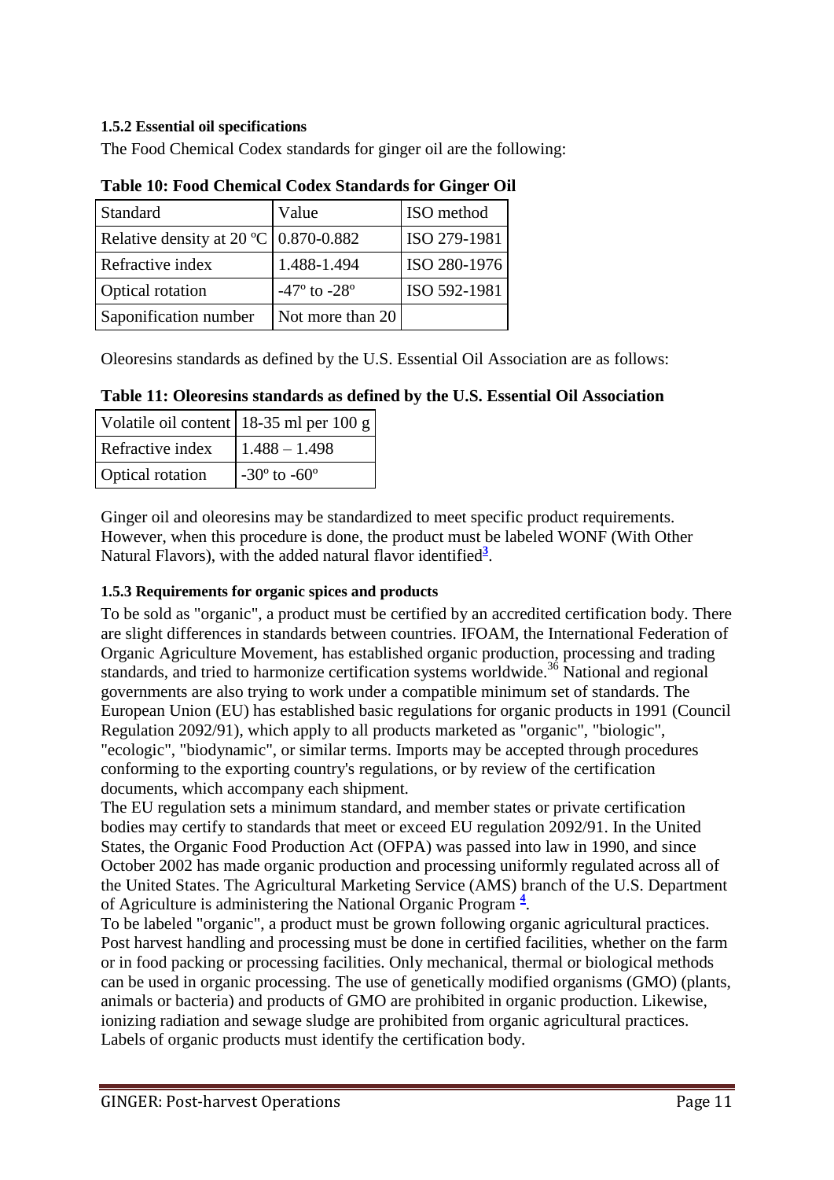#### 1.5.2 Essential oil specifications

The Food Chemical Codex standards for ginger oil are the following:

**Table 10: Food Chemical Codex Standards for Ginger Oil**

| Standard | Value | ISO method |
|---|---|---|
| Relative density at 20 ºC | 0.870-0.882 | ISO 279-1981 |
| Refractive index | 1.488-1.494 | ISO 280-1976 |
| Optical rotation | -47º to -28º | ISO 592-1981 |
| Saponification number | Not more than 20 | |

Oleoresins standards as defined by the U.S. Essential Oil Association are as follows:

**Table 11: Oleoresins standards as defined by the U.S. Essential Oil Association**

| Volatile oil content | 18-35 ml per 100 g |
|---|---|
| Refractive index | 1.488 – 1.498 |
| Optical rotation | -30º to -60º |

Ginger oil and oleoresins may be standardized to meet specific product requirements. However, when this procedure is done, the product must be labeled WONF (With Other Natural Flavors), with the added natural flavor identified[3].

#### 1.5.3 Requirements for organic spices and products

To be sold as "organic", a product must be certified by an accredited certification body. There are slight differences in standards between countries. IFOAM, the International Federation of Organic Agriculture Movement, has established organic production, processing and trading standards, and tried to harmonize certification systems worldwide.[36] National and regional governments are also trying to work under a compatible minimum set of standards. The European Union (EU) has established basic regulations for organic products in 1991 (Council Regulation 2092/91), which apply to all products marketed as "organic", "biologic", "ecologic", "biodynamic", or similar terms. Imports may be accepted through procedures conforming to the exporting country's regulations, or by review of the certification documents, which accompany each shipment.

The EU regulation sets a minimum standard, and member states or private certification bodies may certify to standards that meet or exceed EU regulation 2092/91. In the United States, the Organic Food Production Act (OFPA) was passed into law in 1990, and since October 2002 has made organic production and processing uniformly regulated across all of the United States. The Agricultural Marketing Service (AMS) branch of the U.S. Department of Agriculture is administering the National Organic Program [4].

To be labeled "organic", a product must be grown following organic agricultural practices. Post harvest handling and processing must be done in certified facilities, whether on the farm or in food packing or processing facilities. Only mechanical, thermal or biological methods can be used in organic processing. The use of genetically modified organisms (GMO) (plants, animals or bacteria) and products of GMO are prohibited in organic production. Likewise, ionizing radiation and sewage sludge are prohibited from organic agricultural practices. Labels of organic products must identify the certification body.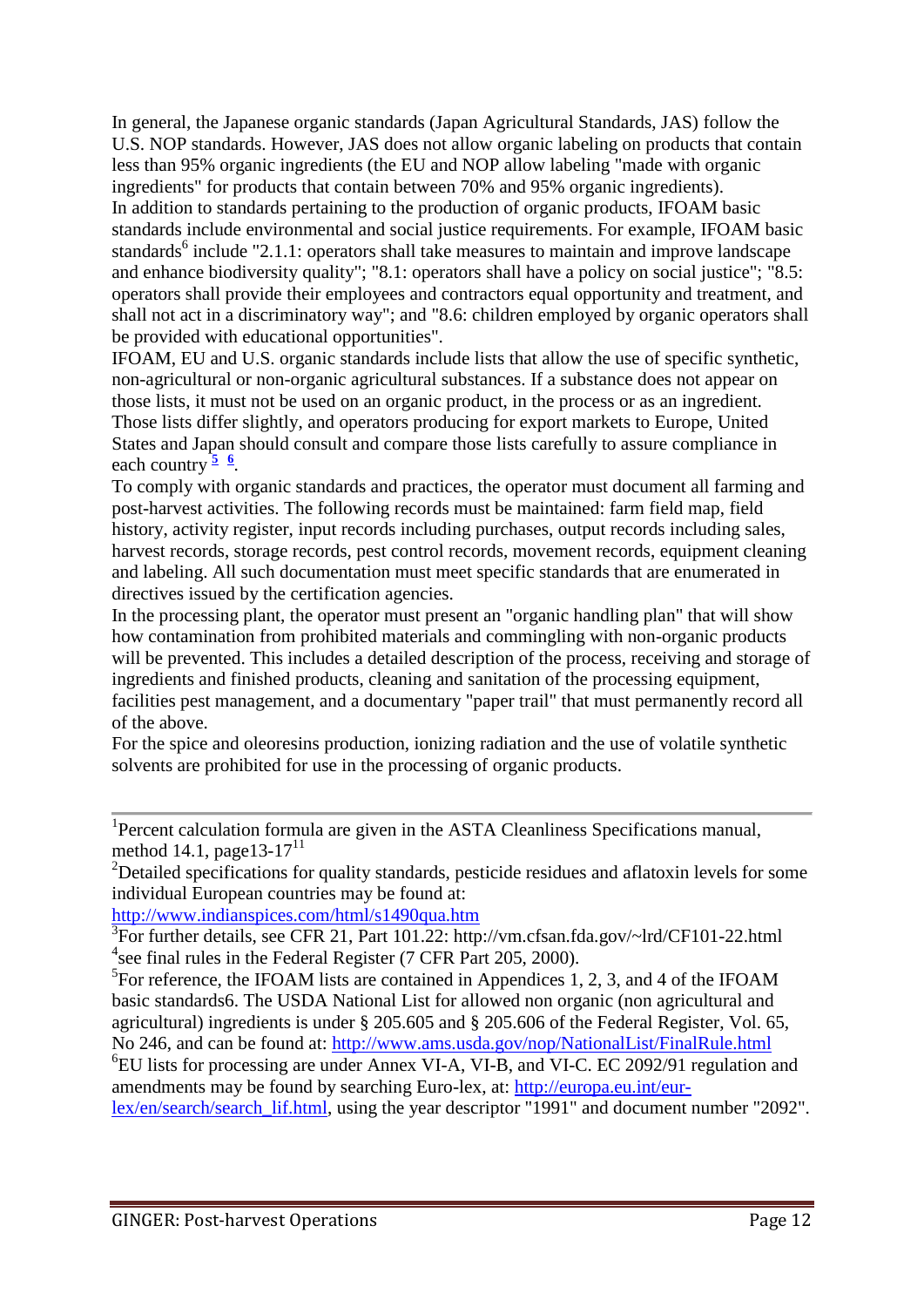In general, the Japanese organic standards (Japan Agricultural Standards, JAS) follow the U.S. NOP standards. However, JAS does not allow organic labeling on products that contain less than 95% organic ingredients (the EU and NOP allow labeling "made with organic ingredients" for products that contain between 70% and 95% organic ingredients).

In addition to standards pertaining to the production of organic products, IFOAM basic standards include environmental and social justice requirements. For example, IFOAM basic standards[6] include "2.1.1: operators shall take measures to maintain and improve landscape and enhance biodiversity quality"; "8.1: operators shall have a policy on social justice"; "8.5: operators shall provide their employees and contractors equal opportunity and treatment, and shall not act in a discriminatory way"; and "8.6: children employed by organic operators shall be provided with educational opportunities".

IFOAM, EU and U.S. organic standards include lists that allow the use of specific synthetic, non-agricultural or non-organic agricultural substances. If a substance does not appear on those lists, it must not be used on an organic product, in the process or as an ingredient. Those lists differ slightly, and operators producing for export markets to Europe, United States and Japan should consult and compare those lists carefully to assure compliance in each country [5] [6].

To comply with organic standards and practices, the operator must document all farming and post-harvest activities. The following records must be maintained: farm field map, field history, activity register, input records including purchases, output records including sales, harvest records, storage records, pest control records, movement records, equipment cleaning and labeling. All such documentation must meet specific standards that are enumerated in directives issued by the certification agencies.

In the processing plant, the operator must present an "organic handling plan" that will show how contamination from prohibited materials and commingling with non-organic products will be prevented. This includes a detailed description of the process, receiving and storage of ingredients and finished products, cleaning and sanitation of the processing equipment, facilities pest management, and a documentary "paper trail" that must permanently record all of the above.

For the spice and oleoresins production, ionizing radiation and the use of volatile synthetic solvents are prohibited for use in the processing of organic products.

---

[1] Percent calculation formula are given in the ASTA Cleanliness Specifications manual, method 14.1, page13-17[11]

[2] Detailed specifications for quality standards, pesticide residues and aflatoxin levels for some individual European countries may be found at: http://www.indianspices.com/html/s1490qua.htm

[3] For further details, see CFR 21, Part 101.22: http://vm.cfsan.fda.gov/~lrd/CF101-22.html

[4] see final rules in the Federal Register (7 CFR Part 205, 2000).

[5] For reference, the IFOAM lists are contained in Appendices 1, 2, 3, and 4 of the IFOAM basic standards6. The USDA National List for allowed non organic (non agricultural and agricultural) ingredients is under § 205.605 and § 205.606 of the Federal Register, Vol. 65, No 246, and can be found at: http://www.ams.usda.gov/nop/NationalList/FinalRule.html

[6] EU lists for processing are under Annex VI-A, VI-B, and VI-C. EC 2092/91 regulation and amendments may be found by searching Euro-lex, at: http://europa.eu.int/eur-lex/en/search/search_lif.html, using the year descriptor "1991" and document number "2092".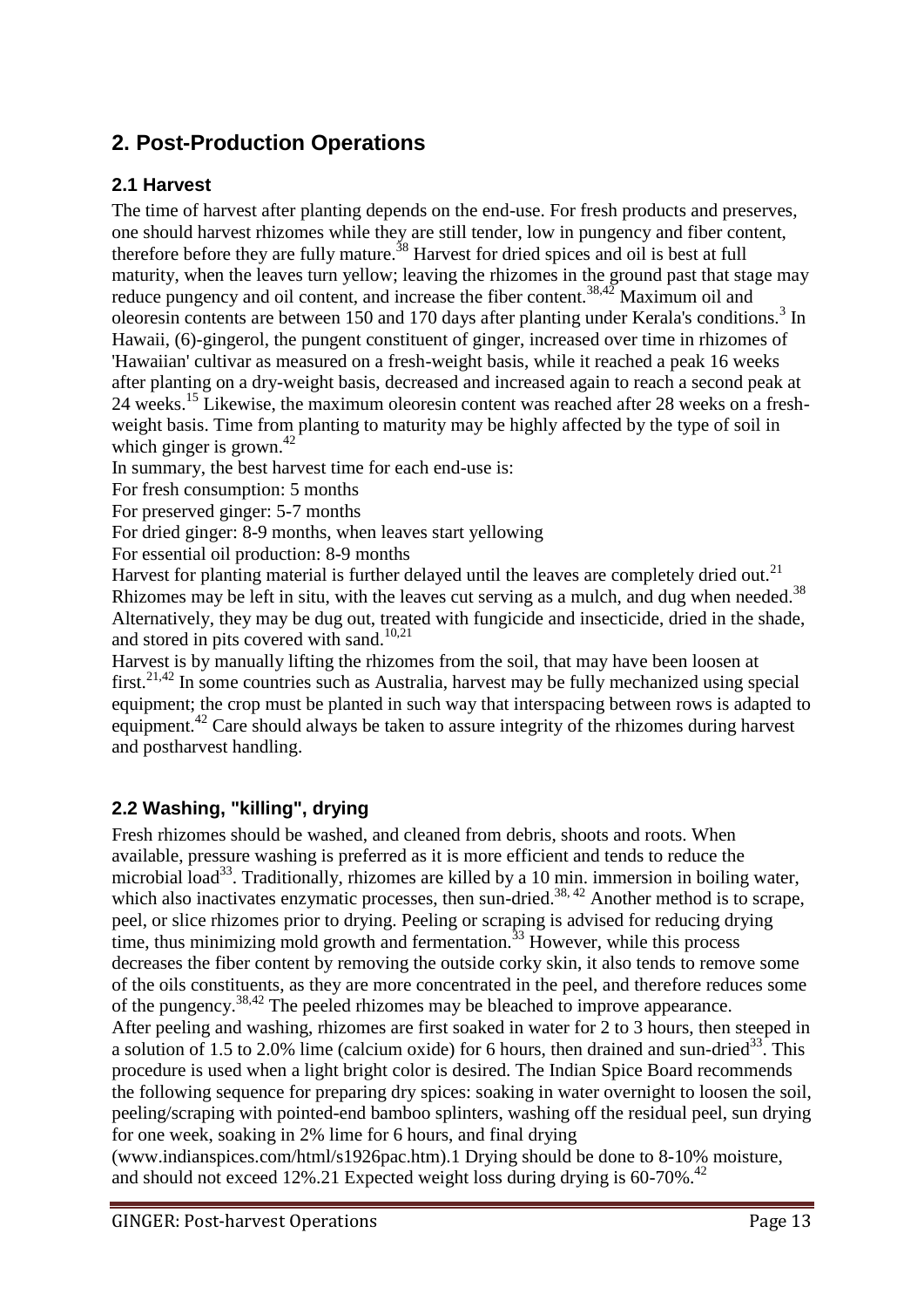## 2. Post-Production Operations

### 2.1 Harvest

The time of harvest after planting depends on the end-use. For fresh products and preserves, one should harvest rhizomes while they are still tender, low in pungency and fiber content, therefore before they are fully mature.[38] Harvest for dried spices and oil is best at full maturity, when the leaves turn yellow; leaving the rhizomes in the ground past that stage may reduce pungency and oil content, and increase the fiber content.[38,42] Maximum oil and oleoresin contents are between 150 and 170 days after planting under Kerala's conditions.[3] In Hawaii, (6)-gingerol, the pungent constituent of ginger, increased over time in rhizomes of 'Hawaiian' cultivar as measured on a fresh-weight basis, while it reached a peak 16 weeks after planting on a dry-weight basis, decreased and increased again to reach a second peak at 24 weeks.[15] Likewise, the maximum oleoresin content was reached after 28 weeks on a fresh-weight basis. Time from planting to maturity may be highly affected by the type of soil in which ginger is grown.[42]

In summary, the best harvest time for each end-use is:

For fresh consumption: 5 months

For preserved ginger: 5-7 months

For dried ginger: 8-9 months, when leaves start yellowing

For essential oil production: 8-9 months

Harvest for planting material is further delayed until the leaves are completely dried out.[21] Rhizomes may be left in situ, with the leaves cut serving as a mulch, and dug when needed.[38] Alternatively, they may be dug out, treated with fungicide and insecticide, dried in the shade, and stored in pits covered with sand.[10,21]

Harvest is by manually lifting the rhizomes from the soil, that may have been loosen at first.[21,42] In some countries such as Australia, harvest may be fully mechanized using special equipment; the crop must be planted in such way that interspacing between rows is adapted to equipment.[42] Care should always be taken to assure integrity of the rhizomes during harvest and postharvest handling.

### 2.2 Washing, "killing", drying

Fresh rhizomes should be washed, and cleaned from debris, shoots and roots. When available, pressure washing is preferred as it is more efficient and tends to reduce the microbial load[33]. Traditionally, rhizomes are killed by a 10 min. immersion in boiling water, which also inactivates enzymatic processes, then sun-dried.[38, 42] Another method is to scrape, peel, or slice rhizomes prior to drying. Peeling or scraping is advised for reducing drying time, thus minimizing mold growth and fermentation.[33] However, while this process decreases the fiber content by removing the outside corky skin, it also tends to remove some of the oils constituents, as they are more concentrated in the peel, and therefore reduces some of the pungency.[38,42] The peeled rhizomes may be bleached to improve appearance.

After peeling and washing, rhizomes are first soaked in water for 2 to 3 hours, then steeped in a solution of 1.5 to 2.0% lime (calcium oxide) for 6 hours, then drained and sun-dried[33]. This procedure is used when a light bright color is desired. The Indian Spice Board recommends the following sequence for preparing dry spices: soaking in water overnight to loosen the soil, peeling/scraping with pointed-end bamboo splinters, washing off the residual peel, sun drying for one week, soaking in 2% lime for 6 hours, and final drying (www.indianspices.com/html/s1926pac.htm).1 Drying should be done to 8-10% moisture, and should not exceed 12%.21 Expected weight loss during drying is 60-70%.[42]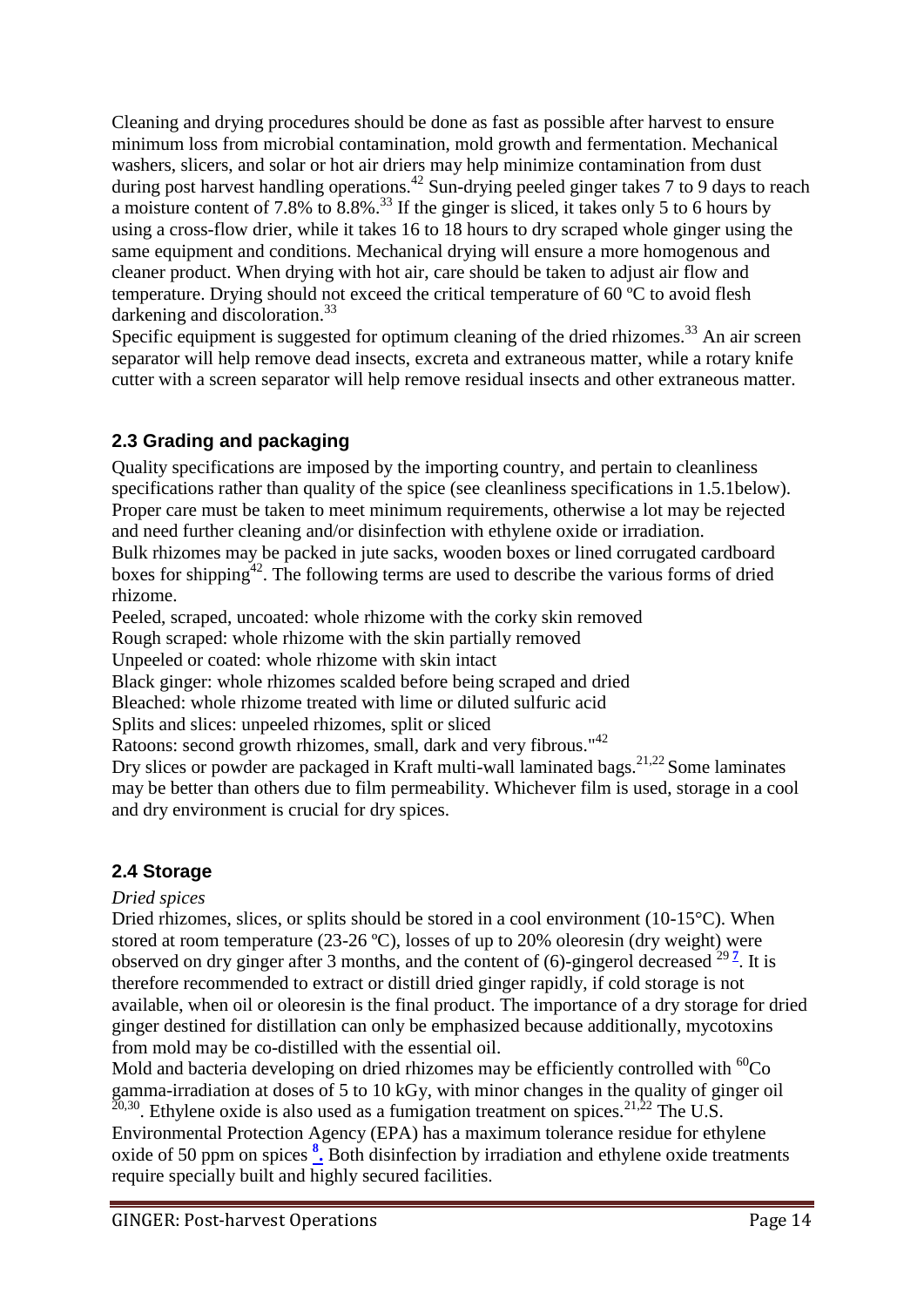Cleaning and drying procedures should be done as fast as possible after harvest to ensure minimum loss from microbial contamination, mold growth and fermentation. Mechanical washers, slicers, and solar or hot air driers may help minimize contamination from dust during post harvest handling operations.[42] Sun-drying peeled ginger takes 7 to 9 days to reach a moisture content of 7.8% to 8.8%.[33] If the ginger is sliced, it takes only 5 to 6 hours by using a cross-flow drier, while it takes 16 to 18 hours to dry scraped whole ginger using the same equipment and conditions. Mechanical drying will ensure a more homogenous and cleaner product. When drying with hot air, care should be taken to adjust air flow and temperature. Drying should not exceed the critical temperature of 60 ºC to avoid flesh darkening and discoloration.[33]

Specific equipment is suggested for optimum cleaning of the dried rhizomes.[33] An air screen separator will help remove dead insects, excreta and extraneous matter, while a rotary knife cutter with a screen separator will help remove residual insects and other extraneous matter.

## 2.3 Grading and packaging

Quality specifications are imposed by the importing country, and pertain to cleanliness specifications rather than quality of the spice (see cleanliness specifications in 1.5.1below). Proper care must be taken to meet minimum requirements, otherwise a lot may be rejected and need further cleaning and/or disinfection with ethylene oxide or irradiation.

Bulk rhizomes may be packed in jute sacks, wooden boxes or lined corrugated cardboard boxes for shipping[42]. The following terms are used to describe the various forms of dried rhizome.

Peeled, scraped, uncoated: whole rhizome with the corky skin removed

Rough scraped: whole rhizome with the skin partially removed

Unpeeled or coated: whole rhizome with skin intact

Black ginger: whole rhizomes scalded before being scraped and dried

Bleached: whole rhizome treated with lime or diluted sulfuric acid

Splits and slices: unpeeled rhizomes, split or sliced

Ratoons: second growth rhizomes, small, dark and very fibrous."[42]

Dry slices or powder are packaged in Kraft multi-wall laminated bags.[21,22] Some laminates may be better than others due to film permeability. Whichever film is used, storage in a cool and dry environment is crucial for dry spices.

## 2.4 Storage

*Dried spices*

Dried rhizomes, slices, or splits should be stored in a cool environment (10-15°C). When stored at room temperature (23-26 ºC), losses of up to 20% oleoresin (dry weight) were observed on dry ginger after 3 months, and the content of (6)-gingerol decreased [29] [7]. It is therefore recommended to extract or distill dried ginger rapidly, if cold storage is not available, when oil or oleoresin is the final product. The importance of a dry storage for dried ginger destined for distillation can only be emphasized because additionally, mycotoxins from mold may be co-distilled with the essential oil.

Mold and bacteria developing on dried rhizomes may be efficiently controlled with $^{60}Co$ gamma-irradiation at doses of 5 to 10 kGy, with minor changes in the quality of ginger oil [20,30]. Ethylene oxide is also used as a fumigation treatment on spices.[21,22] The U.S. Environmental Protection Agency (EPA) has a maximum tolerance residue for ethylene oxide of 50 ppm on spices [8]. Both disinfection by irradiation and ethylene oxide treatments require specially built and highly secured facilities.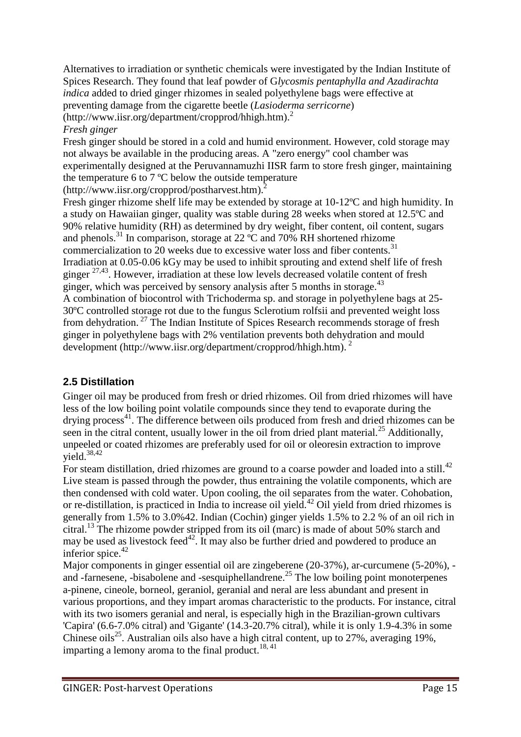Alternatives to irradiation or synthetic chemicals were investigated by the Indian Institute of Spices Research. They found that leaf powder of G*lycosmis pentaphylla and Azadirachta indica* added to dried ginger rhizomes in sealed polyethylene bags were effective at preventing damage from the cigarette beetle (*Lasioderma serricorne*) (http://www.iisr.org/department/cropprod/hhigh.htm).[2]

*Fresh ginger*

Fresh ginger should be stored in a cold and humid environment. However, cold storage may not always be available in the producing areas. A "zero energy" cool chamber was experimentally designed at the Peruvannamuzhi IISR farm to store fresh ginger, maintaining the temperature 6 to 7 ºC below the outside temperature (http://www.iisr.org/cropprod/postharvest.htm).[2]

Fresh ginger rhizome shelf life may be extended by storage at 10-12ºC and high humidity. In a study on Hawaiian ginger, quality was stable during 28 weeks when stored at 12.5ºC and 90% relative humidity (RH) as determined by dry weight, fiber content, oil content, sugars and phenols.[31] In comparison, storage at 22 ºC and 70% RH shortened rhizome commercialization to 20 weeks due to excessive water loss and fiber contents.[31]

Irradiation at 0.05-0.06 kGy may be used to inhibit sprouting and extend shelf life of fresh ginger [27,43]. However, irradiation at these low levels decreased volatile content of fresh ginger, which was perceived by sensory analysis after 5 months in storage.[43]

A combination of biocontrol with Trichoderma sp. and storage in polyethylene bags at 25-30ºC controlled storage rot due to the fungus Sclerotium rolfsii and prevented weight loss from dehydration. [27] The Indian Institute of Spices Research recommends storage of fresh ginger in polyethylene bags with 2% ventilation prevents both dehydration and mould development (http://www.iisr.org/department/cropprod/hhigh.htm). [2]

## 2.5 Distillation

Ginger oil may be produced from fresh or dried rhizomes. Oil from dried rhizomes will have less of the low boiling point volatile compounds since they tend to evaporate during the drying process[41]. The difference between oils produced from fresh and dried rhizomes can be seen in the citral content, usually lower in the oil from dried plant material.[25] Additionally, unpeeled or coated rhizomes are preferably used for oil or oleoresin extraction to improve yield.[38,42]

For steam distillation, dried rhizomes are ground to a coarse powder and loaded into a still.[42] Live steam is passed through the powder, thus entraining the volatile components, which are then condensed with cold water. Upon cooling, the oil separates from the water. Cohobation, or re-distillation, is practiced in India to increase oil yield.[42] Oil yield from dried rhizomes is generally from 1.5% to 3.0%42. Indian (Cochin) ginger yields 1.5% to 2.2 % of an oil rich in citral.[13] The rhizome powder stripped from its oil (marc) is made of about 50% starch and may be used as livestock feed[42]. It may also be further dried and powdered to produce an inferior spice.[42]

Major components in ginger essential oil are zingeberene (20-37%), ar-curcumene (5-20%), - and -farnesene, -bisabolene and -sesquiphellandrene.[25] The low boiling point monoterpenes a-pinene, cineole, borneol, geraniol, geranial and neral are less abundant and present in various proportions, and they impart aromas characteristic to the products. For instance, citral with its two isomers geranial and neral, is especially high in the Brazilian-grown cultivars 'Capira' (6.6-7.0% citral) and 'Gigante' (14.3-20.7% citral), while it is only 1.9-4.3% in some Chinese oils[25]. Australian oils also have a high citral content, up to 27%, averaging 19%, imparting a lemony aroma to the final product.[18, 41]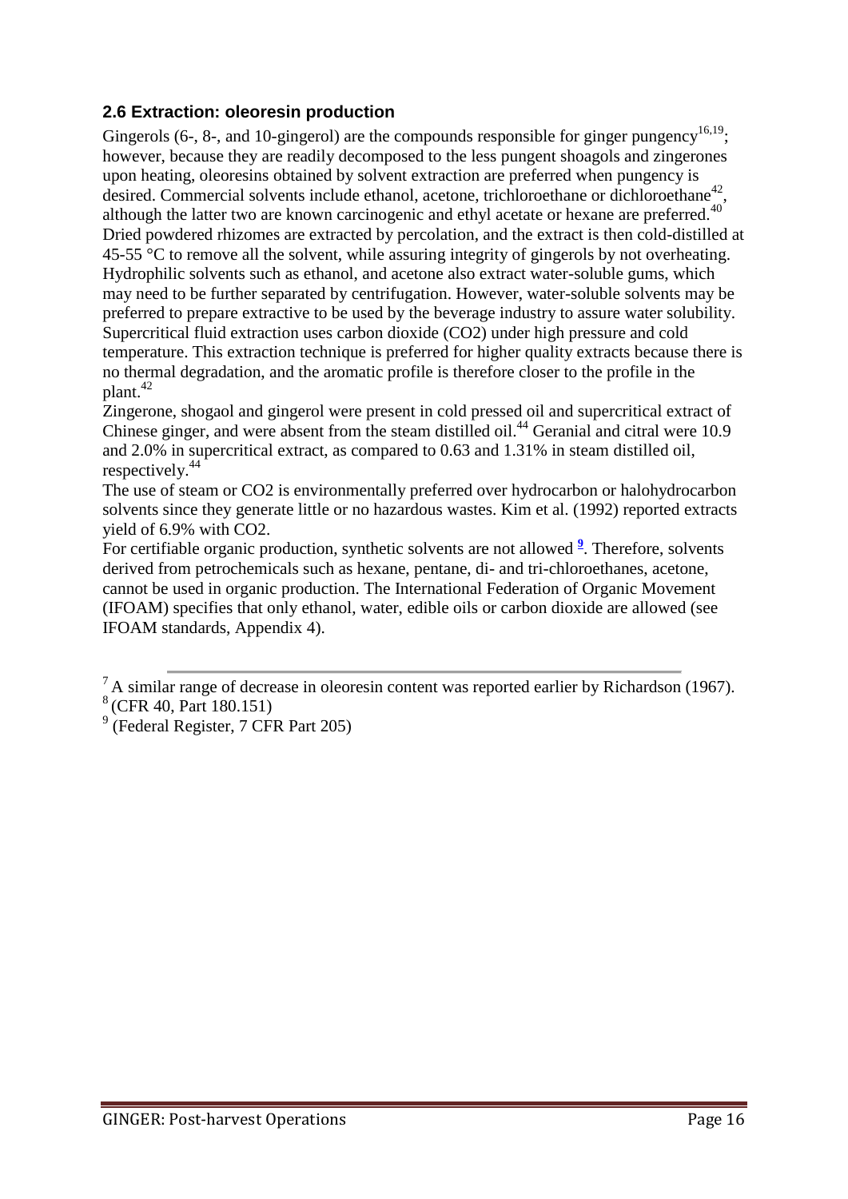## 2.6 Extraction: oleoresin production

Gingerols (6-, 8-, and 10-gingerol) are the compounds responsible for ginger pungency[16,19]; however, because they are readily decomposed to the less pungent shoagols and zingerones upon heating, oleoresins obtained by solvent extraction are preferred when pungency is desired. Commercial solvents include ethanol, acetone, trichloroethane or dichloroethane[42], although the latter two are known carcinogenic and ethyl acetate or hexane are preferred.[40] Dried powdered rhizomes are extracted by percolation, and the extract is then cold-distilled at 45-55 °C to remove all the solvent, while assuring integrity of gingerols by not overheating. Hydrophilic solvents such as ethanol, and acetone also extract water-soluble gums, which may need to be further separated by centrifugation. However, water-soluble solvents may be preferred to prepare extractive to be used by the beverage industry to assure water solubility. Supercritical fluid extraction uses carbon dioxide ($CO_2$) under high pressure and cold temperature. This extraction technique is preferred for higher quality extracts because there is no thermal degradation, and the aromatic profile is therefore closer to the profile in the plant.[42]

Zingerone, shogaol and gingerol were present in cold pressed oil and supercritical extract of Chinese ginger, and were absent from the steam distilled oil.[44] Geranial and citral were 10.9 and 2.0% in supercritical extract, as compared to 0.63 and 1.31% in steam distilled oil, respectively.[44]

The use of steam or $CO_2$ is environmentally preferred over hydrocarbon or halohydrocarbon solvents since they generate little or no hazardous wastes. Kim et al. (1992) reported extracts yield of 6.9% with $CO_2$.

For certifiable organic production, synthetic solvents are not allowed [9]. Therefore, solvents derived from petrochemicals such as hexane, pentane, di- and tri-chloroethanes, acetone, cannot be used in organic production. The International Federation of Organic Movement (IFOAM) specifies that only ethanol, water, edible oils or carbon dioxide are allowed (see IFOAM standards, Appendix 4).

---

[7] A similar range of decrease in oleoresin content was reported earlier by Richardson (1967).

[8] (CFR 40, Part 180.151)

[9] (Federal Register, 7 CFR Part 205)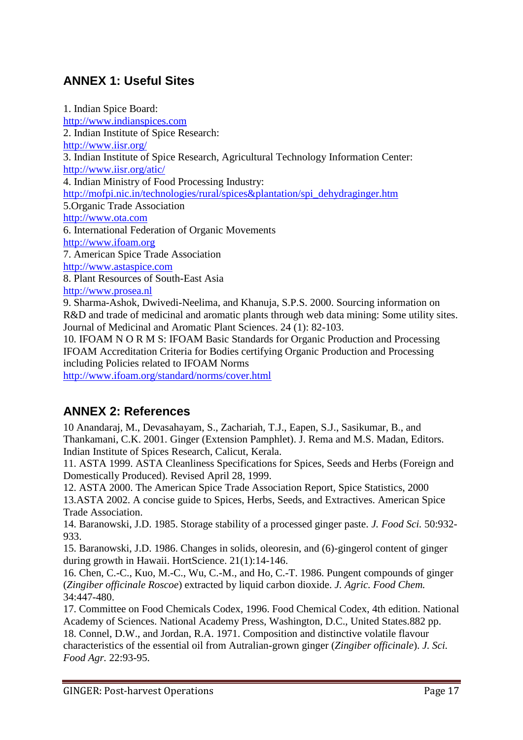## ANNEX 1: Useful Sites

1. Indian Spice Board:
http://www.indianspices.com
2. Indian Institute of Spice Research:
http://www.iisr.org/
3. Indian Institute of Spice Research, Agricultural Technology Information Center:
http://www.iisr.org/atic/
4. Indian Ministry of Food Processing Industry:
http://mofpi.nic.in/technologies/rural/spices&plantation/spi_dehydraginger.htm
5.Organic Trade Association
http://www.ota.com
6. International Federation of Organic Movements
http://www.ifoam.org
7. American Spice Trade Association
http://www.astaspice.com
8. Plant Resources of South-East Asia
http://www.prosea.nl
9. Sharma-Ashok, Dwivedi-Neelima, and Khanuja, S.P.S. 2000. Sourcing information on R&D and trade of medicinal and aromatic plants through web data mining: Some utility sites. Journal of Medicinal and Aromatic Plant Sciences. 24 (1): 82-103.
10. IFOAM N O R M S: IFOAM Basic Standards for Organic Production and Processing IFOAM Accreditation Criteria for Bodies certifying Organic Production and Processing including Policies related to IFOAM Norms
http://www.ifoam.org/standard/norms/cover.html

## ANNEX 2: References

10 Anandaraj, M., Devasahayam, S., Zachariah, T.J., Eapen, S.J., Sasikumar, B., and Thankamani, C.K. 2001. Ginger (Extension Pamphlet). J. Rema and M.S. Madan, Editors. Indian Institute of Spices Research, Calicut, Kerala.
11. ASTA 1999. ASTA Cleanliness Specifications for Spices, Seeds and Herbs (Foreign and Domestically Produced). Revised April 28, 1999.
12. ASTA 2000. The American Spice Trade Association Report, Spice Statistics, 2000
13.ASTA 2002. A concise guide to Spices, Herbs, Seeds, and Extractives. American Spice Trade Association.
14. Baranowski, J.D. 1985. Storage stability of a processed ginger paste. *J. Food Sci.* 50:932-933.
15. Baranowski, J.D. 1986. Changes in solids, oleoresin, and (6)-gingerol content of ginger during growth in Hawaii. HortScience. 21(1):14-146.
16. Chen, C.-C., Kuo, M.-C., Wu, C.-M., and Ho, C.-T. 1986. Pungent compounds of ginger (*Zingiber officinale Roscoe*) extracted by liquid carbon dioxide. *J. Agric. Food Chem.* 34:447-480.
17. Committee on Food Chemicals Codex, 1996. Food Chemical Codex, 4th edition. National Academy of Sciences. National Academy Press, Washington, D.C., United States.882 pp.
18. Connel, D.W., and Jordan, R.A. 1971. Composition and distinctive volatile flavour characteristics of the essential oil from Autralian-grown ginger (*Zingiber officinale*). *J. Sci. Food Agr.* 22:93-95.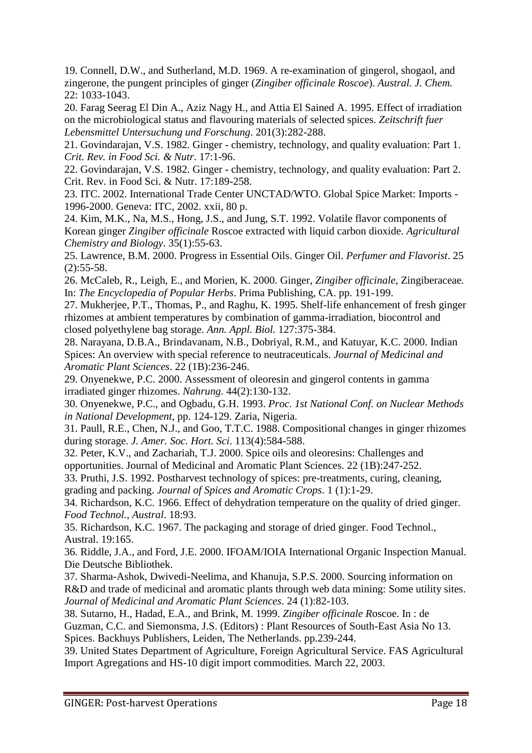19. Connell, D.W., and Sutherland, M.D. 1969. A re-examination of gingerol, shogaol, and zingerone, the pungent principles of ginger (*Zingiber officinale Roscoe*). *Austral. J. Chem.* 22: 1033-1043.

20. Farag Seerag El Din A., Aziz Nagy H., and Attia El Sained A. 1995. Effect of irradiation on the microbiological status and flavouring materials of selected spices. *Zeitschrift fuer Lebensmittel Untersuchung und Forschung*. 201(3):282-288.

21. Govindarajan, V.S. 1982. Ginger - chemistry, technology, and quality evaluation: Part 1. *Crit. Rev. in Food Sci. & Nutr*. 17:1-96.

22. Govindarajan, V.S. 1982. Ginger - chemistry, technology, and quality evaluation: Part 2. Crit. Rev. in Food Sci. & Nutr. 17:189-258.

23. ITC. 2002. International Trade Center UNCTAD/WTO. Global Spice Market: Imports - 1996-2000. Geneva: ITC, 2002. xxii, 80 p.

24. Kim, M.K., Na, M.S., Hong, J.S., and Jung, S.T. 1992. Volatile flavor components of Korean ginger *Zingiber officinale* Roscoe extracted with liquid carbon dioxide. *Agricultural Chemistry and Biology*. 35(1):55-63.

25. Lawrence, B.M. 2000. Progress in Essential Oils. Ginger Oil. *Perfumer and Flavorist*. 25 (2):55-58.

26. McCaleb, R., Leigh, E., and Morien, K. 2000. Ginger, *Zingiber officinale*, Zingiberaceae. In: *The Encyclopedia of Popular Herbs*. Prima Publishing, CA. pp. 191-199.

27. Mukherjee, P.T., Thomas, P., and Raghu, K. 1995. Shelf-life enhancement of fresh ginger rhizomes at ambient temperatures by combination of gamma-irradiation, biocontrol and closed polyethylene bag storage. *Ann. Appl. Biol.* 127:375-384.

28. Narayana, D.B.A., Brindavanam, N.B., Dobriyal, R.M., and Katuyar, K.C. 2000. Indian Spices: An overview with special reference to neutraceuticals. *Journal of Medicinal and Aromatic Plant Sciences*. 22 (1B):236-246.

29. Onyenekwe, P.C. 2000. Assessment of oleoresin and gingerol contents in gamma irradiated ginger rhizomes. *Nahrung*. 44(2):130-132.

30. Onyenekwe, P.C., and Ogbadu, G.H. 1993. *Proc. 1st National Conf. on Nuclear Methods in National Development*, pp. 124-129. Zaria, Nigeria.

31. Paull, R.E., Chen, N.J., and Goo, T.T.C. 1988. Compositional changes in ginger rhizomes during storage. *J. Amer. Soc. Hort. Sci*. 113(4):584-588.

32. Peter, K.V., and Zachariah, T.J. 2000. Spice oils and oleoresins: Challenges and opportunities. Journal of Medicinal and Aromatic Plant Sciences. 22 (1B):247-252.

33. Pruthi, J.S. 1992. Postharvest technology of spices: pre-treatments, curing, cleaning, grading and packing. *Journal of Spices and Aromatic Crops*. 1 (1):1-29.

34. Richardson, K.C. 1966. Effect of dehydration temperature on the quality of dried ginger. *Food Technol., Austral*. 18:93.

35. Richardson, K.C. 1967. The packaging and storage of dried ginger. Food Technol., Austral. 19:165.

36. Riddle, J.A., and Ford, J.E. 2000. IFOAM/IOIA International Organic Inspection Manual. Die Deutsche Bibliothek.

37. Sharma-Ashok, Dwivedi-Neelima, and Khanuja, S.P.S. 2000. Sourcing information on R&D and trade of medicinal and aromatic plants through web data mining: Some utility sites. *Journal of Medicinal and Aromatic Plant Sciences*. 24 (1):82-103.

38. Sutarno, H., Hadad, E.A., and Brink, M. 1999. *Zingiber officinale R*oscoe. In : de Guzman, C.C. and Siemonsma, J.S. (Editors) : Plant Resources of South-East Asia No 13. Spices. Backhuys Publishers, Leiden, The Netherlands. pp.239-244.

39. United States Department of Agriculture, Foreign Agricultural Service. FAS Agricultural Import Agregations and HS-10 digit import commodities. March 22, 2003.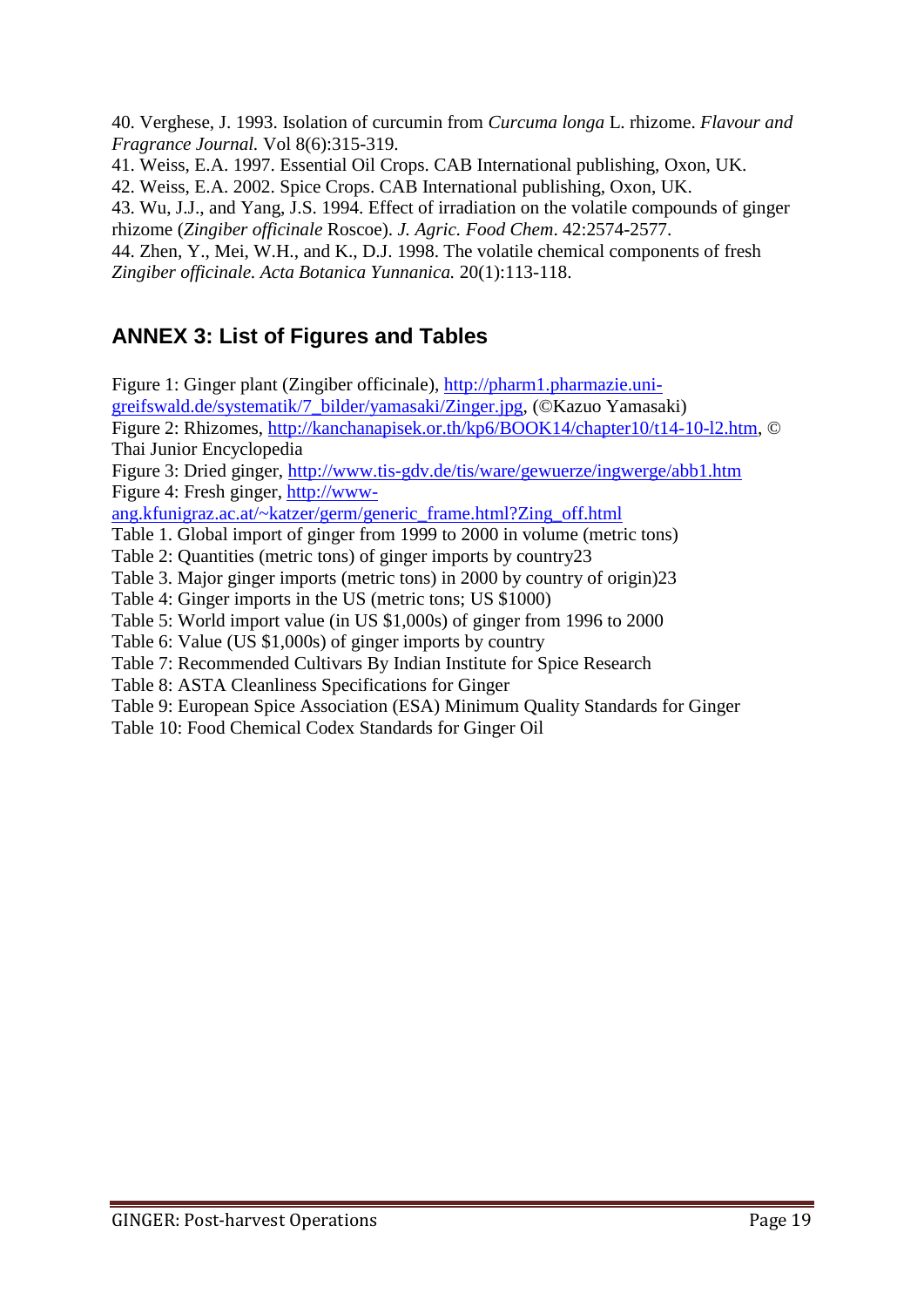40. Verghese, J. 1993. Isolation of curcumin from *Curcuma longa* L. rhizome. *Flavour and Fragrance Journal.* Vol 8(6):315-319.

41. Weiss, E.A. 1997. Essential Oil Crops. CAB International publishing, Oxon, UK.

42. Weiss, E.A. 2002. Spice Crops. CAB International publishing, Oxon, UK.

43. Wu, J.J., and Yang, J.S. 1994. Effect of irradiation on the volatile compounds of ginger rhizome (*Zingiber officinale* Roscoe). *J. Agric. Food Chem*. 42:2574-2577.

44. Zhen, Y., Mei, W.H., and K., D.J. 1998. The volatile chemical components of fresh *Zingiber officinale. Acta Botanica Yunnanica.* 20(1):113-118.

## ANNEX 3: List of Figures and Tables

Figure 1: Ginger plant (Zingiber officinale), http://pharm1.pharmazie.uni-greifswald.de/systematik/7_bilder/yamasaki/Zinger.jpg, (©Kazuo Yamasaki)
Figure 2: Rhizomes, http://kanchanapisek.or.th/kp6/BOOK14/chapter10/t14-10-l2.htm, © Thai Junior Encyclopedia
Figure 3: Dried ginger, http://www.tis-gdv.de/tis/ware/gewuerze/ingwerge/abb1.htm
Figure 4: Fresh ginger, http://www-ang.kfunigraz.ac.at/~katzer/germ/generic_frame.html?Zing_off.html
Table 1. Global import of ginger from 1999 to 2000 in volume (metric tons)
Table 2: Quantities (metric tons) of ginger imports by country23
Table 3. Major ginger imports (metric tons) in 2000 by country of origin)23
Table 4: Ginger imports in the US (metric tons; US $1000)
Table 5: World import value (in US $1,000s) of ginger from 1996 to 2000
Table 6: Value (US $1,000s) of ginger imports by country
Table 7: Recommended Cultivars By Indian Institute for Spice Research
Table 8: ASTA Cleanliness Specifications for Ginger
Table 9: European Spice Association (ESA) Minimum Quality Standards for Ginger
Table 10: Food Chemical Codex Standards for Ginger Oil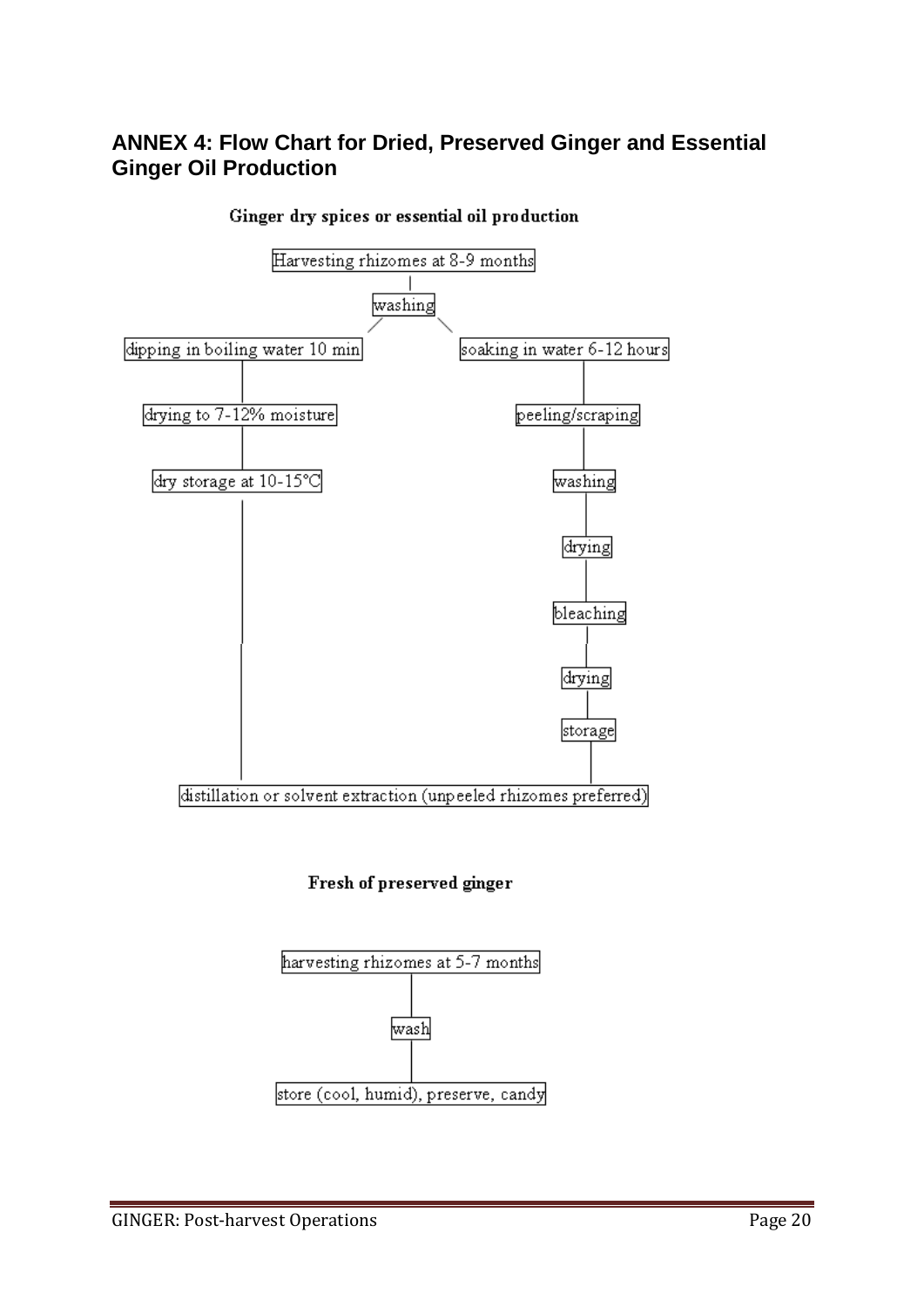## ANNEX 4: Flow Chart for Dried, Preserved Ginger and Essential Ginger Oil Production

**Ginger dry spices or essential oil production**

Harvesting rhizomes at 8-9 months

washing

dipping in boiling water 10 min

soaking in water 6-12 hours

drying to 7-12% moisture

peeling/scraping

dry storage at 10-15°C

washing

drying

bleaching

drying

storage

distillation or solvent extraction (unpeeled rhizomes preferred)

**Fresh of preserved ginger**

harvesting rhizomes at 5-7 months

wash

store (cool, humid), preserve, candy